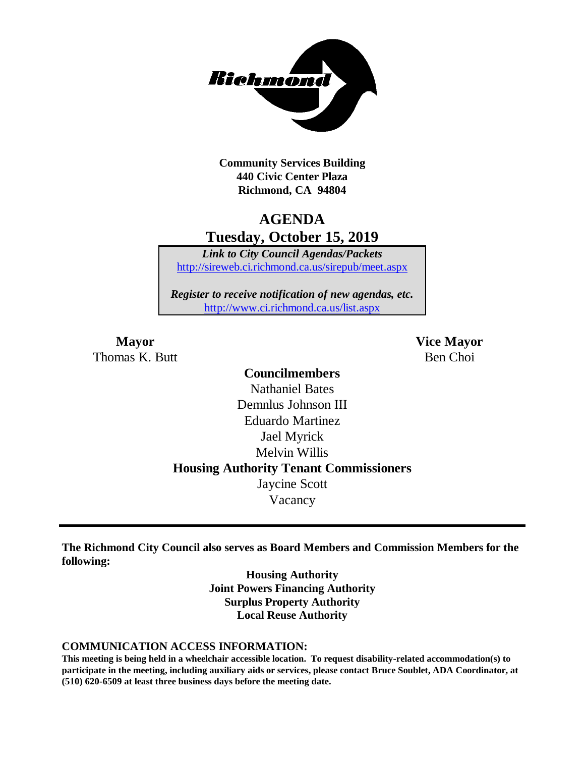**Community Services Building**
**440 Civic Center Plaza**
**Richmond, CA 94804**

# AGENDA
## Tuesday, October 15, 2019

***Link to City Council Agendas/Packets***
http://sireweb.ci.richmond.ca.us/sirepub/meet.aspx

***Register to receive notification of new agendas, etc.***
http://www.ci.richmond.ca.us/list.aspx

**Mayor**
Thomas K. Butt

**Vice Mayor**
Ben Choi

**Councilmembers**
Nathaniel Bates
Demnlus Johnson III
Eduardo Martinez
Jael Myrick
Melvin Willis

**Housing Authority Tenant Commissioners**
Jaycine Scott
Vacancy

---

**The Richmond City Council also serves as Board Members and Commission Members for the following:**

**Housing Authority**
**Joint Powers Financing Authority**
**Surplus Property Authority**
**Local Reuse Authority**

**COMMUNICATION ACCESS INFORMATION:**
**This meeting is being held in a wheelchair accessible location. To request disability-related accommodation(s) to participate in the meeting, including auxiliary aids or services, please contact Bruce Soublet, ADA Coordinator, at (510) 620-6509 at least three business days before the meeting date.**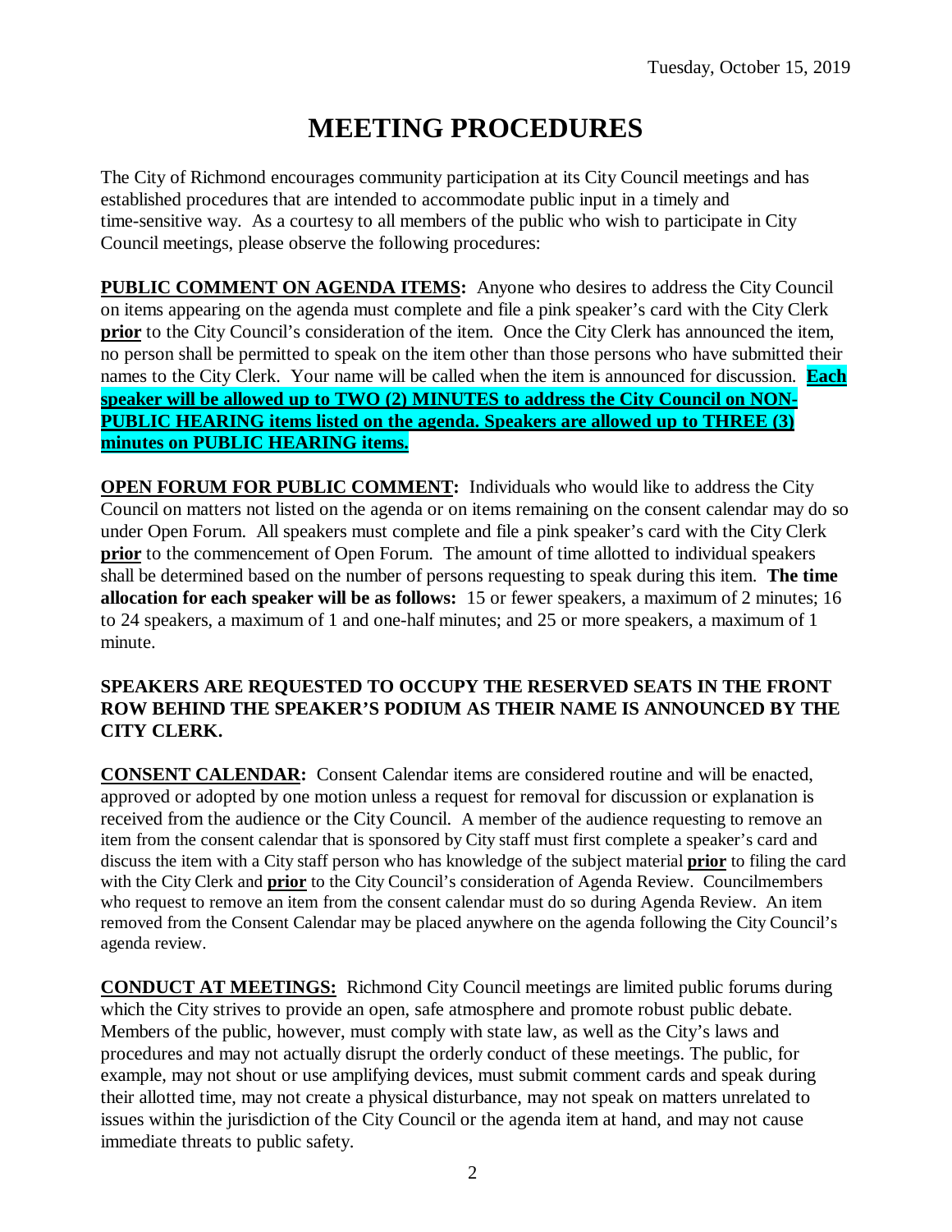Tuesday, October 15, 2019

# MEETING PROCEDURES

The City of Richmond encourages community participation at its City Council meetings and has established procedures that are intended to accommodate public input in a timely and time-sensitive way. As a courtesy to all members of the public who wish to participate in City Council meetings, please observe the following procedures:

**PUBLIC COMMENT ON AGENDA ITEMS:** Anyone who desires to address the City Council on items appearing on the agenda must complete and file a pink speaker's card with the City Clerk **prior** to the City Council's consideration of the item. Once the City Clerk has announced the item, no person shall be permitted to speak on the item other than those persons who have submitted their names to the City Clerk. Your name will be called when the item is announced for discussion. **Each speaker will be allowed up to TWO (2) MINUTES to address the City Council on NON-PUBLIC HEARING items listed on the agenda. Speakers are allowed up to THREE (3) minutes on PUBLIC HEARING items.**

**OPEN FORUM FOR PUBLIC COMMENT:** Individuals who would like to address the City Council on matters not listed on the agenda or on items remaining on the consent calendar may do so under Open Forum. All speakers must complete and file a pink speaker's card with the City Clerk **prior** to the commencement of Open Forum. The amount of time allotted to individual speakers shall be determined based on the number of persons requesting to speak during this item. **The time allocation for each speaker will be as follows:** 15 or fewer speakers, a maximum of 2 minutes; 16 to 24 speakers, a maximum of 1 and one-half minutes; and 25 or more speakers, a maximum of 1 minute.

**SPEAKERS ARE REQUESTED TO OCCUPY THE RESERVED SEATS IN THE FRONT ROW BEHIND THE SPEAKER'S PODIUM AS THEIR NAME IS ANNOUNCED BY THE CITY CLERK.**

**CONSENT CALENDAR:** Consent Calendar items are considered routine and will be enacted, approved or adopted by one motion unless a request for removal for discussion or explanation is received from the audience or the City Council. A member of the audience requesting to remove an item from the consent calendar that is sponsored by City staff must first complete a speaker's card and discuss the item with a City staff person who has knowledge of the subject material **prior** to filing the card with the City Clerk and **prior** to the City Council's consideration of Agenda Review. Councilmembers who request to remove an item from the consent calendar must do so during Agenda Review. An item removed from the Consent Calendar may be placed anywhere on the agenda following the City Council's agenda review.

**CONDUCT AT MEETINGS:** Richmond City Council meetings are limited public forums during which the City strives to provide an open, safe atmosphere and promote robust public debate. Members of the public, however, must comply with state law, as well as the City's laws and procedures and may not actually disrupt the orderly conduct of these meetings. The public, for example, may not shout or use amplifying devices, must submit comment cards and speak during their allotted time, may not create a physical disturbance, may not speak on matters unrelated to issues within the jurisdiction of the City Council or the agenda item at hand, and may not cause immediate threats to public safety.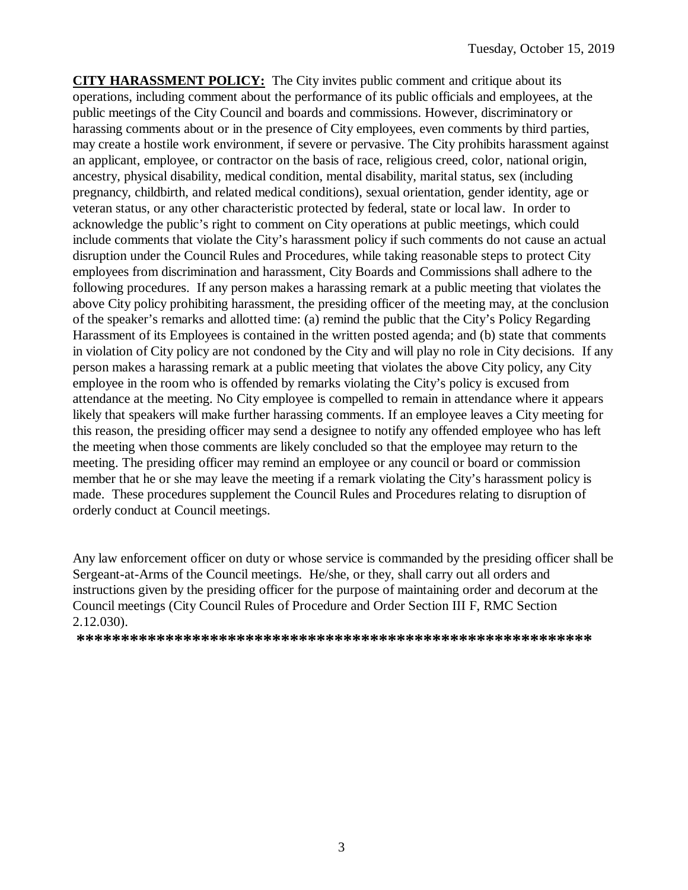**CITY HARASSMENT POLICY:** The City invites public comment and critique about its operations, including comment about the performance of its public officials and employees, at the public meetings of the City Council and boards and commissions. However, discriminatory or harassing comments about or in the presence of City employees, even comments by third parties, may create a hostile work environment, if severe or pervasive. The City prohibits harassment against an applicant, employee, or contractor on the basis of race, religious creed, color, national origin, ancestry, physical disability, medical condition, mental disability, marital status, sex (including pregnancy, childbirth, and related medical conditions), sexual orientation, gender identity, age or veteran status, or any other characteristic protected by federal, state or local law. In order to acknowledge the public's right to comment on City operations at public meetings, which could include comments that violate the City's harassment policy if such comments do not cause an actual disruption under the Council Rules and Procedures, while taking reasonable steps to protect City employees from discrimination and harassment, City Boards and Commissions shall adhere to the following procedures. If any person makes a harassing remark at a public meeting that violates the above City policy prohibiting harassment, the presiding officer of the meeting may, at the conclusion of the speaker's remarks and allotted time: (a) remind the public that the City's Policy Regarding Harassment of its Employees is contained in the written posted agenda; and (b) state that comments in violation of City policy are not condoned by the City and will play no role in City decisions. If any person makes a harassing remark at a public meeting that violates the above City policy, any City employee in the room who is offended by remarks violating the City's policy is excused from attendance at the meeting. No City employee is compelled to remain in attendance where it appears likely that speakers will make further harassing comments. If an employee leaves a City meeting for this reason, the presiding officer may send a designee to notify any offended employee who has left the meeting when those comments are likely concluded so that the employee may return to the meeting. The presiding officer may remind an employee or any council or board or commission member that he or she may leave the meeting if a remark violating the City's harassment policy is made. These procedures supplement the Council Rules and Procedures relating to disruption of orderly conduct at Council meetings.

Any law enforcement officer on duty or whose service is commanded by the presiding officer shall be Sergeant-at-Arms of the Council meetings. He/she, or they, shall carry out all orders and instructions given by the presiding officer for the purpose of maintaining order and decorum at the Council meetings (City Council Rules of Procedure and Order Section III F, RMC Section 2.12.030).

**\*\*\*\*\*\*\*\*\*\*\*\*\*\*\*\*\*\*\*\*\*\*\*\*\*\*\*\*\*\*\*\*\*\*\*\*\*\*\*\*\*\*\*\*\*\*\*\*\*\*\*\*\*\*\*\*\*\*\*\***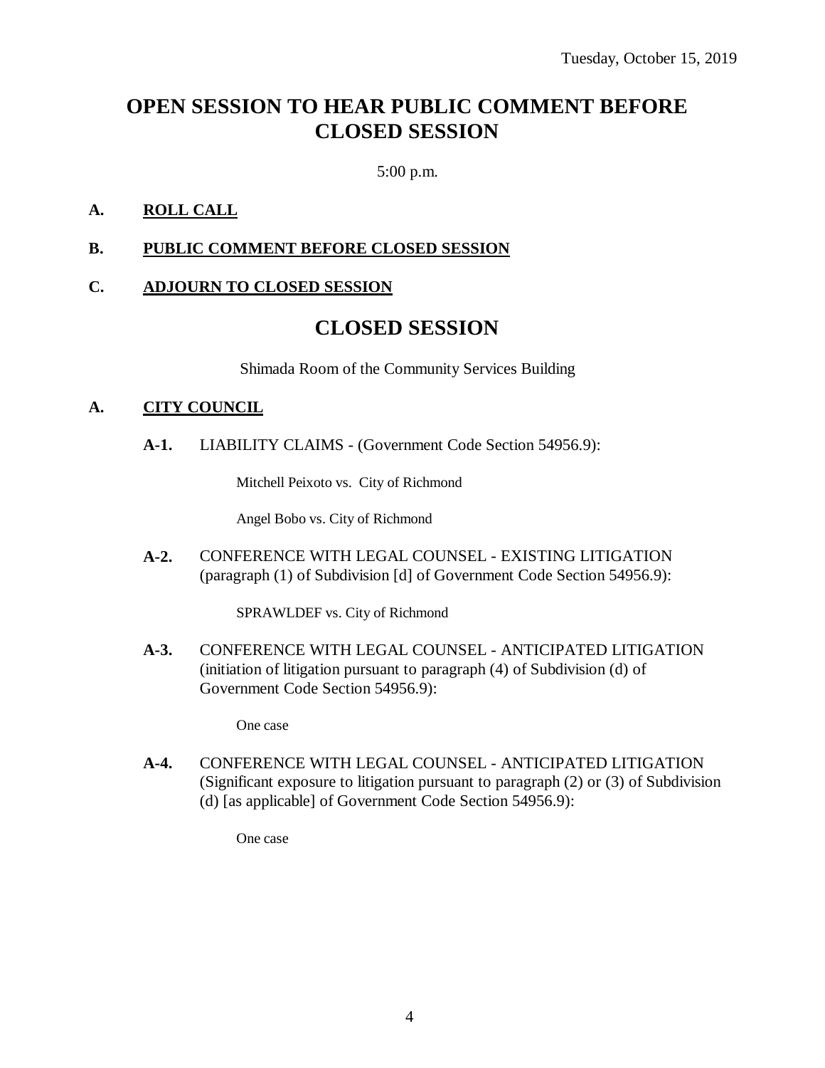Tuesday, October 15, 2019

# OPEN SESSION TO HEAR PUBLIC COMMENT BEFORE CLOSED SESSION

5:00 p.m.

**A. ROLL CALL**

**B. PUBLIC COMMENT BEFORE CLOSED SESSION**

**C. ADJOURN TO CLOSED SESSION**

# CLOSED SESSION

Shimada Room of the Community Services Building

**A. CITY COUNCIL**

**A-1.** LIABILITY CLAIMS - (Government Code Section 54956.9):

Mitchell Peixoto vs. City of Richmond

Angel Bobo vs. City of Richmond

**A-2.** CONFERENCE WITH LEGAL COUNSEL - EXISTING LITIGATION (paragraph (1) of Subdivision [d] of Government Code Section 54956.9):

SPRAWLDEF vs. City of Richmond

**A-3.** CONFERENCE WITH LEGAL COUNSEL - ANTICIPATED LITIGATION (initiation of litigation pursuant to paragraph (4) of Subdivision (d) of Government Code Section 54956.9):

One case

**A-4.** CONFERENCE WITH LEGAL COUNSEL - ANTICIPATED LITIGATION (Significant exposure to litigation pursuant to paragraph (2) or (3) of Subdivision (d) [as applicable] of Government Code Section 54956.9):

One case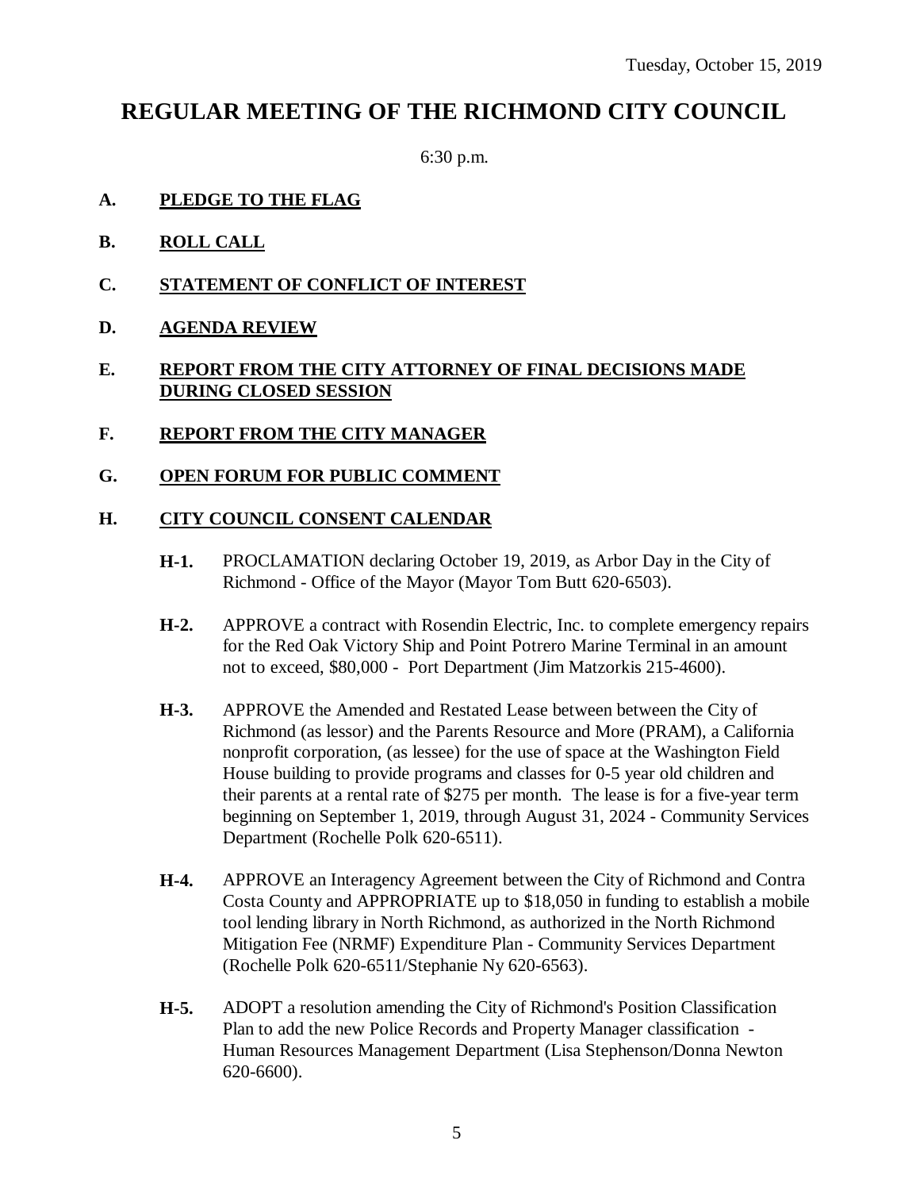Tuesday, October 15, 2019

# REGULAR MEETING OF THE RICHMOND CITY COUNCIL

6:30 p.m.

**A. PLEDGE TO THE FLAG**

**B. ROLL CALL**

**C. STATEMENT OF CONFLICT OF INTEREST**

**D. AGENDA REVIEW**

**E. REPORT FROM THE CITY ATTORNEY OF FINAL DECISIONS MADE DURING CLOSED SESSION**

**F. REPORT FROM THE CITY MANAGER**

**G. OPEN FORUM FOR PUBLIC COMMENT**

**H. CITY COUNCIL CONSENT CALENDAR**

**H-1.** PROCLAMATION declaring October 19, 2019, as Arbor Day in the City of Richmond - Office of the Mayor (Mayor Tom Butt 620-6503).

**H-2.** APPROVE a contract with Rosendin Electric, Inc. to complete emergency repairs for the Red Oak Victory Ship and Point Potrero Marine Terminal in an amount not to exceed, $80,000 - Port Department (Jim Matzorkis 215-4600).

**H-3.** APPROVE the Amended and Restated Lease between between the City of Richmond (as lessor) and the Parents Resource and More (PRAM), a California nonprofit corporation, (as lessee) for the use of space at the Washington Field House building to provide programs and classes for 0-5 year old children and their parents at a rental rate of $275 per month. The lease is for a five-year term beginning on September 1, 2019, through August 31, 2024 - Community Services Department (Rochelle Polk 620-6511).

**H-4.** APPROVE an Interagency Agreement between the City of Richmond and Contra Costa County and APPROPRIATE up to $18,050 in funding to establish a mobile tool lending library in North Richmond, as authorized in the North Richmond Mitigation Fee (NRMF) Expenditure Plan - Community Services Department (Rochelle Polk 620-6511/Stephanie Ny 620-6563).

**H-5.** ADOPT a resolution amending the City of Richmond's Position Classification Plan to add the new Police Records and Property Manager classification - Human Resources Management Department (Lisa Stephenson/Donna Newton 620-6600).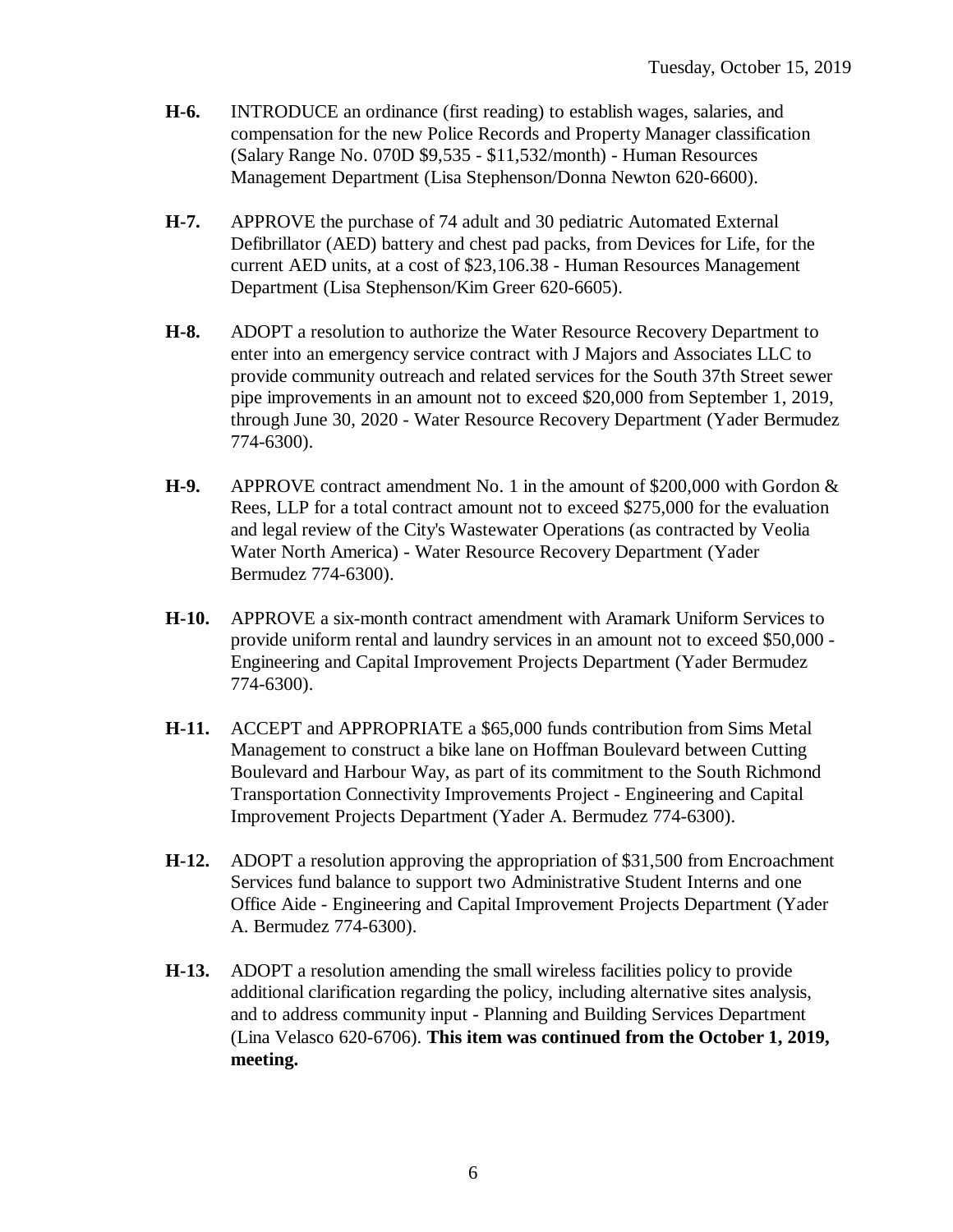**H-6.** INTRODUCE an ordinance (first reading) to establish wages, salaries, and compensation for the new Police Records and Property Manager classification (Salary Range No. 070D $9,535 - $11,532/month) - Human Resources Management Department (Lisa Stephenson/Donna Newton 620-6600).

**H-7.** APPROVE the purchase of 74 adult and 30 pediatric Automated External Defibrillator (AED) battery and chest pad packs, from Devices for Life, for the current AED units, at a cost of $23,106.38 - Human Resources Management Department (Lisa Stephenson/Kim Greer 620-6605).

**H-8.** ADOPT a resolution to authorize the Water Resource Recovery Department to enter into an emergency service contract with J Majors and Associates LLC to provide community outreach and related services for the South 37th Street sewer pipe improvements in an amount not to exceed $20,000 from September 1, 2019, through June 30, 2020 - Water Resource Recovery Department (Yader Bermudez 774-6300).

**H-9.** APPROVE contract amendment No. 1 in the amount of $200,000 with Gordon & Rees, LLP for a total contract amount not to exceed $275,000 for the evaluation and legal review of the City's Wastewater Operations (as contracted by Veolia Water North America) - Water Resource Recovery Department (Yader Bermudez 774-6300).

**H-10.** APPROVE a six-month contract amendment with Aramark Uniform Services to provide uniform rental and laundry services in an amount not to exceed $50,000 - Engineering and Capital Improvement Projects Department (Yader Bermudez 774-6300).

**H-11.** ACCEPT and APPROPRIATE a $65,000 funds contribution from Sims Metal Management to construct a bike lane on Hoffman Boulevard between Cutting Boulevard and Harbour Way, as part of its commitment to the South Richmond Transportation Connectivity Improvements Project - Engineering and Capital Improvement Projects Department (Yader A. Bermudez 774-6300).

**H-12.** ADOPT a resolution approving the appropriation of $31,500 from Encroachment Services fund balance to support two Administrative Student Interns and one Office Aide - Engineering and Capital Improvement Projects Department (Yader A. Bermudez 774-6300).

**H-13.** ADOPT a resolution amending the small wireless facilities policy to provide additional clarification regarding the policy, including alternative sites analysis, and to address community input - Planning and Building Services Department (Lina Velasco 620-6706). **This item was continued from the October 1, 2019, meeting.**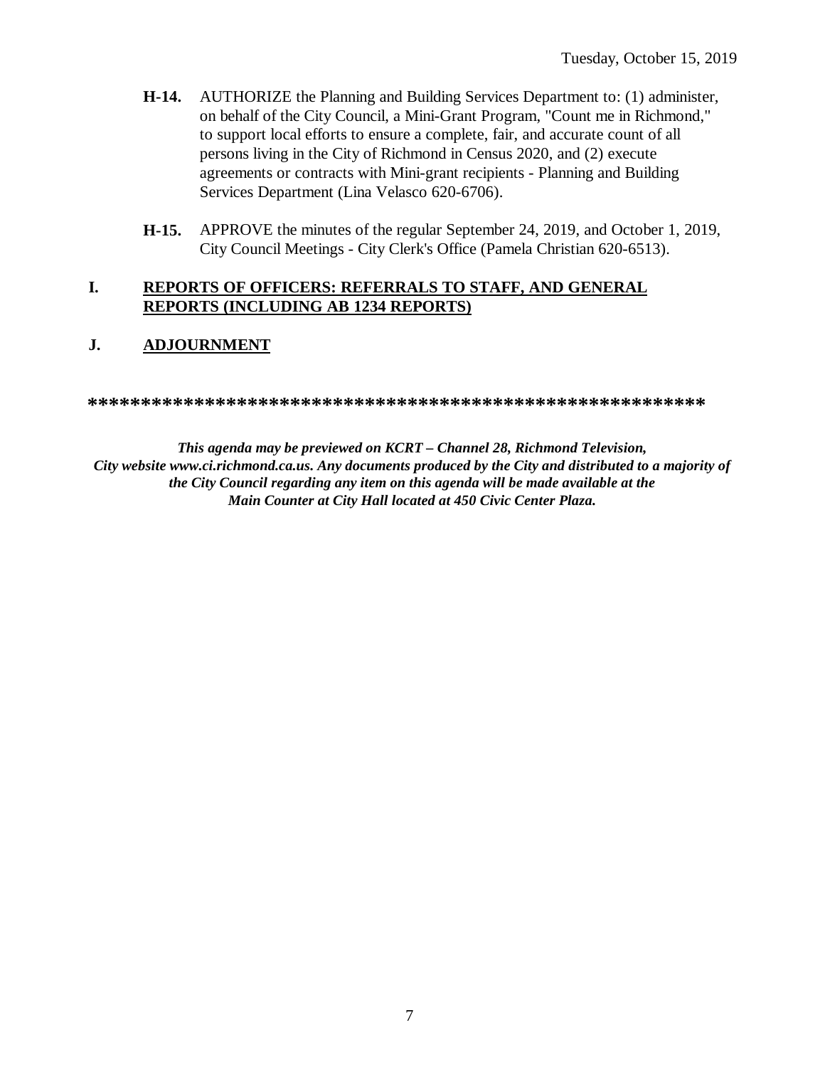**H-14.** AUTHORIZE the Planning and Building Services Department to: (1) administer, on behalf of the City Council, a Mini-Grant Program, "Count me in Richmond," to support local efforts to ensure a complete, fair, and accurate count of all persons living in the City of Richmond in Census 2020, and (2) execute agreements or contracts with Mini-grant recipients - Planning and Building Services Department (Lina Velasco 620-6706).

**H-15.** APPROVE the minutes of the regular September 24, 2019, and October 1, 2019, City Council Meetings - City Clerk's Office (Pamela Christian 620-6513).

## I. REPORTS OF OFFICERS: REFERRALS TO STAFF, AND GENERAL REPORTS (INCLUDING AB 1234 REPORTS)

## J. ADJOURNMENT

**\*\*\*\*\*\*\*\*\*\*\*\*\*\*\*\*\*\*\*\*\*\*\*\*\*\*\*\*\*\*\*\*\*\*\*\*\*\*\*\*\*\*\*\*\*\*\*\*\*\*\*\*\*\*\*\*\*\*\***

***This agenda may be previewed on KCRT – Channel 28, Richmond Television, City website www.ci.richmond.ca.us. Any documents produced by the City and distributed to a majority of the City Council regarding any item on this agenda will be made available at the Main Counter at City Hall located at 450 Civic Center Plaza.***